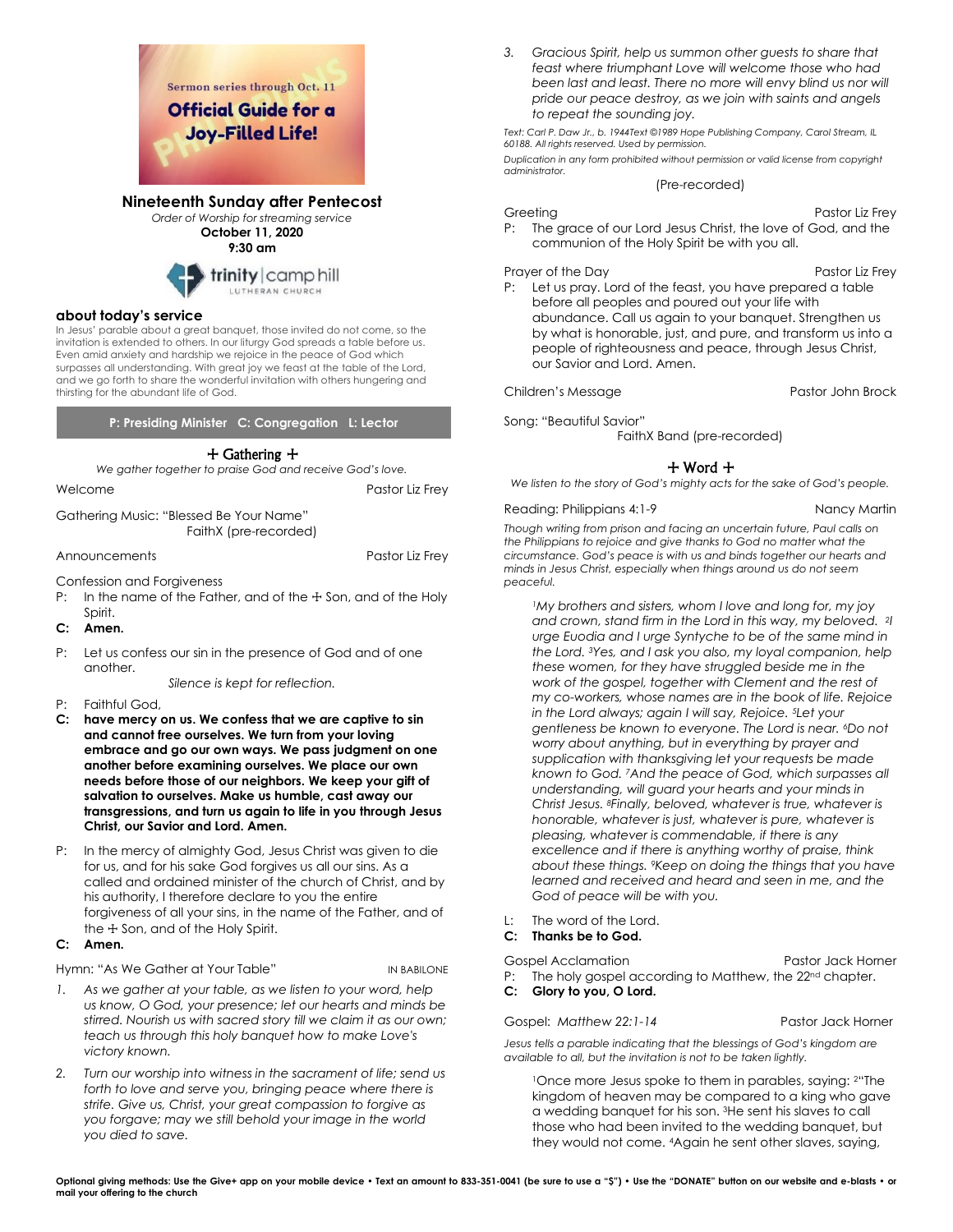Sermon series through Oct. 11

**Official Guide for a Joy-Filled Life!**

# Nineteenth Sunday after Pentecost

*Order of Worship for streaming service*

**October 11, 2020**

**9:30 am**

trinity | camp hill
LUTHERAN CHURCH

## about today's service

In Jesus' parable about a great banquet, those invited do not come, so the invitation is extended to others. In our liturgy God spreads a table before us. Even amid anxiety and hardship we rejoice in the peace of God which surpasses all understanding. With great joy we feast at the table of the Lord, and we go forth to share the wonderful invitation with others hungering and thirsting for the abundant life of God.

**P: Presiding Minister C: Congregation L: Lector**

## ☩ Gathering ☩

*We gather together to praise God and receive God's love.*

Welcome — Pastor Liz Frey

Gathering Music: "Blessed Be Your Name"
FaithX (pre-recorded)

Announcements — Pastor Liz Frey

Confession and Forgiveness

P: In the name of the Father, and of the ☩ Son, and of the Holy Spirit.

**C: Amen.**

P: Let us confess our sin in the presence of God and of one another.

*Silence is kept for reflection.*

P: Faithful God,

**C: have mercy on us. We confess that we are captive to sin and cannot free ourselves. We turn from your loving embrace and go our own ways. We pass judgment on one another before examining ourselves. We place our own needs before those of our neighbors. We keep your gift of salvation to ourselves. Make us humble, cast away our transgressions, and turn us again to life in you through Jesus Christ, our Savior and Lord. Amen.**

P: In the mercy of almighty God, Jesus Christ was given to die for us, and for his sake God forgives us all our sins. As a called and ordained minister of the church of Christ, and by his authority, I therefore declare to you the entire forgiveness of all your sins, in the name of the Father, and of the ☩ Son, and of the Holy Spirit.

**C: Amen.**

Hymn: "As We Gather at Your Table" — IN BABILONE

1. *As we gather at your table, as we listen to your word, help us know, O God, your presence; let our hearts and minds be stirred. Nourish us with sacred story till we claim it as our own; teach us through this holy banquet how to make Love's victory known.*

2. *Turn our worship into witness in the sacrament of life; send us forth to love and serve you, bringing peace where there is strife. Give us, Christ, your great compassion to forgive as you forgave; may we still behold your image in the world you died to save.*

3. *Gracious Spirit, help us summon other guests to share that feast where triumphant Love will welcome those who had been last and least. There no more will envy blind us nor will pride our peace destroy, as we join with saints and angels to repeat the sounding joy.*

*Text: Carl P. Daw Jr., b. 1944Text ©1989 Hope Publishing Company, Carol Stream, IL 60188. All rights reserved. Used by permission.*

*Duplication in any form prohibited without permission or valid license from copyright administrator.*

(Pre-recorded)

Greeting — Pastor Liz Frey

P: The grace of our Lord Jesus Christ, the love of God, and the communion of the Holy Spirit be with you all.

Prayer of the Day — Pastor Liz Frey

P: Let us pray. Lord of the feast, you have prepared a table before all peoples and poured out your life with abundance. Call us again to your banquet. Strengthen us by what is honorable, just, and pure, and transform us into a people of righteousness and peace, through Jesus Christ, our Savior and Lord. Amen.

Children's Message — Pastor John Brock

Song: "Beautiful Savior"
FaithX Band (pre-recorded)

## ☩ Word ☩

*We listen to the story of God's mighty acts for the sake of God's people.*

Reading: Philippians 4:1-9 — Nancy Martin

*Though writing from prison and facing an uncertain future, Paul calls on the Philippians to rejoice and give thanks to God no matter what the circumstance. God's peace is with us and binds together our hearts and minds in Jesus Christ, especially when things around us do not seem peaceful.*

*[1]My brothers and sisters, whom I love and long for, my joy and crown, stand firm in the Lord in this way, my beloved. [2]I urge Euodia and I urge Syntyche to be of the same mind in the Lord. [3]Yes, and I ask you also, my loyal companion, help these women, for they have struggled beside me in the work of the gospel, together with Clement and the rest of my co-workers, whose names are in the book of life. Rejoice in the Lord always; again I will say, Rejoice. [5]Let your gentleness be known to everyone. The Lord is near. [6]Do not worry about anything, but in everything by prayer and supplication with thanksgiving let your requests be made known to God. [7]And the peace of God, which surpasses all understanding, will guard your hearts and your minds in Christ Jesus. [8]Finally, beloved, whatever is true, whatever is honorable, whatever is just, whatever is pure, whatever is pleasing, whatever is commendable, if there is any excellence and if there is anything worthy of praise, think about these things. [9]Keep on doing the things that you have learned and received and heard and seen in me, and the God of peace will be with you.*

L: The word of the Lord.

**C: Thanks be to God.**

Gospel Acclamation — Pastor Jack Horner

P: The holy gospel according to Matthew, the 22nd chapter.

**C: Glory to you, O Lord.**

Gospel: *Matthew 22:1-14* — Pastor Jack Horner

*Jesus tells a parable indicating that the blessings of God's kingdom are available to all, but the invitation is not to be taken lightly.*

[1]Once more Jesus spoke to them in parables, saying: [2]"The kingdom of heaven may be compared to a king who gave a wedding banquet for his son. [3]He sent his slaves to call those who had been invited to the wedding banquet, but they would not come. [4]Again he sent other slaves, saying,

**Optional giving methods: Use the Give+ app on your mobile device • Text an amount to 833-351-0041 (be sure to use a "$") • Use the "DONATE" button on our website and e-blasts • or mail your offering to the church**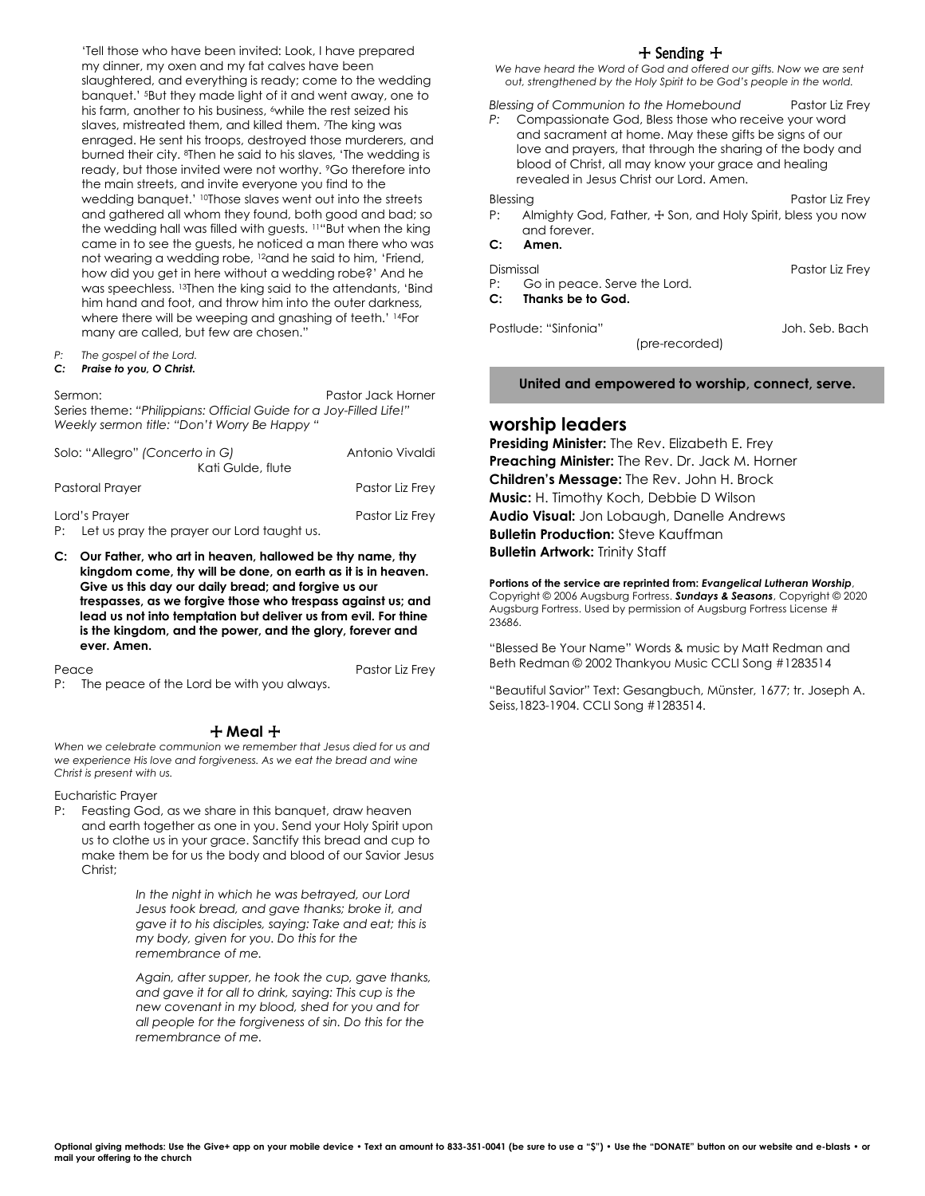'Tell those who have been invited: Look, I have prepared my dinner, my oxen and my fat calves have been slaughtered, and everything is ready; come to the wedding banquet.' [5]But they made light of it and went away, one to his farm, another to his business, [6]while the rest seized his slaves, mistreated them, and killed them. [7]The king was enraged. He sent his troops, destroyed those murderers, and burned their city. [8]Then he said to his slaves, 'The wedding is ready, but those invited were not worthy. [9]Go therefore into the main streets, and invite everyone you find to the wedding banquet.' [10]Those slaves went out into the streets and gathered all whom they found, both good and bad; so the wedding hall was filled with guests. [11]"But when the king came in to see the guests, he noticed a man there who was not wearing a wedding robe, [12]and he said to him, 'Friend, how did you get in here without a wedding robe?' And he was speechless. [13]Then the king said to the attendants, 'Bind him hand and foot, and throw him into the outer darkness, where there will be weeping and gnashing of teeth.' [14]For many are called, but few are chosen."

*P: The gospel of the Lord.*
***C: Praise to you, O Christ.***

Sermon: Pastor Jack Horner
Series theme: "*Philippians: Official Guide for a Joy-Filled Life!*"
*Weekly sermon title: "Don't Worry Be Happy "*

Solo: "Allegro" *(Concerto in G)* Antonio Vivaldi
Kati Gulde, flute

Pastoral Prayer Pastor Liz Frey

Lord's Prayer Pastor Liz Frey
P: Let us pray the prayer our Lord taught us.

**C: Our Father, who art in heaven, hallowed be thy name, thy kingdom come, thy will be done, on earth as it is in heaven. Give us this day our daily bread; and forgive us our trespasses, as we forgive those who trespass against us; and lead us not into temptation but deliver us from evil. For thine is the kingdom, and the power, and the glory, forever and ever. Amen.**

Peace Pastor Liz Frey
P: The peace of the Lord be with you always.

## + Meal +

*When we celebrate communion we remember that Jesus died for us and we experience His love and forgiveness. As we eat the bread and wine Christ is present with us.*

Eucharistic Prayer
P: Feasting God, as we share in this banquet, draw heaven and earth together as one in you. Send your Holy Spirit upon us to clothe us in your grace. Sanctify this bread and cup to make them be for us the body and blood of our Savior Jesus Christ;

*In the night in which he was betrayed, our Lord Jesus took bread, and gave thanks; broke it, and gave it to his disciples, saying: Take and eat; this is my body, given for you. Do this for the remembrance of me.*

*Again, after supper, he took the cup, gave thanks, and gave it for all to drink, saying: This cup is the new covenant in my blood, shed for you and for all people for the forgiveness of sin. Do this for the remembrance of me.*

## + Sending +

*We have heard the Word of God and offered our gifts. Now we are sent out, strengthened by the Holy Spirit to be God's people in the world.*

*Blessing of Communion to the Homebound* Pastor Liz Frey
*P:* Compassionate God, Bless those who receive your word and sacrament at home. May these gifts be signs of our love and prayers, that through the sharing of the body and blood of Christ, all may know your grace and healing revealed in Jesus Christ our Lord. Amen.

Blessing Pastor Liz Frey
P: Almighty God, Father, ☩ Son, and Holy Spirit, bless you now and forever.
**C: Amen.**

Dismissal Pastor Liz Frey
P: Go in peace. Serve the Lord.
**C: Thanks be to God.**

Postlude: "Sinfonia" Joh. Seb. Bach
(pre-recorded)

**United and empowered to worship, connect, serve.**

## worship leaders

**Presiding Minister:** The Rev. Elizabeth E. Frey
**Preaching Minister:** The Rev. Dr. Jack M. Horner
**Children's Message:** The Rev. John H. Brock
**Music:** H. Timothy Koch, Debbie D Wilson
**Audio Visual:** Jon Lobaugh, Danelle Andrews
**Bulletin Production:** Steve Kauffman
**Bulletin Artwork:** Trinity Staff

**Portions of the service are reprinted from:** ***Evangelical Lutheran Worship***, Copyright © 2006 Augsburg Fortress. ***Sundays & Seasons***, Copyright © 2020 Augsburg Fortress. Used by permission of Augsburg Fortress License # 23686.

"Blessed Be Your Name" Words & music by Matt Redman and Beth Redman © 2002 Thankyou Music CCLI Song #1283514

"Beautiful Savior" Text: Gesangbuch, Münster, 1677; tr. Joseph A. Seiss,1823-1904. CCLI Song #1283514.

**Optional giving methods: Use the Give+ app on your mobile device • Text an amount to 833-351-0041 (be sure to use a "$") • Use the "DONATE" button on our website and e-blasts • or mail your offering to the church**